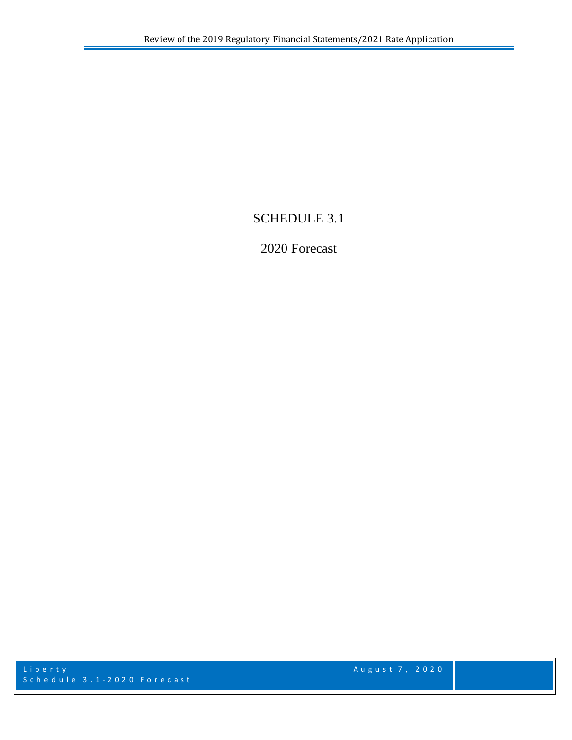# SCHEDULE 3.1

## 2020 Forecast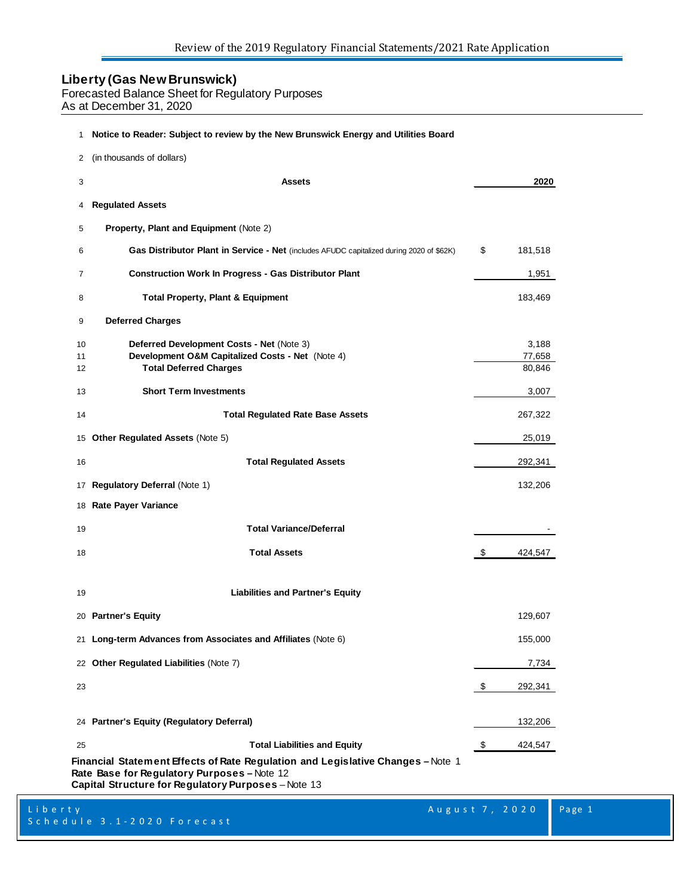## Liberty (Gas New Brunswick)

Forecasted Balance Sheet for Regulatory Purposes
As at December 31, 2020

| Line | | | 2020 |
|---|---|---|---|
| 1 | **Notice to Reader: Subject to review by the New Brunswick Energy and Utilities Board** | | |
| 2 | (in thousands of dollars) | | |
| 3 | **Assets** | | **2020** |
| 4 | **Regulated Assets** | | |
| 5 | **Property, Plant and Equipment** (Note 2) | | |
| 6 | **Gas Distributor Plant in Service - Net** (includes AFUDC capitalized during 2020 of $62K) | $ | 181,518 |
| 7 | **Construction Work In Progress - Gas Distributor Plant** | | 1,951 |
| 8 | **Total Property, Plant & Equipment** | | 183,469 |
| 9 | **Deferred Charges** | | |
| 10 | **Deferred Development Costs - Net** (Note 3) | | 3,188 |
| 11 | **Development O&M Capitalized Costs - Net** (Note 4) | | 77,658 |
| 12 | **Total Deferred Charges** | | 80,846 |
| 13 | **Short Term Investments** | | 3,007 |
| 14 | **Total Regulated Rate Base Assets** | | 267,322 |
| 15 | **Other Regulated Assets** (Note 5) | | 25,019 |
| 16 | **Total Regulated Assets** | | 292,341 |
| 17 | **Regulatory Deferral** (Note 1) | | 132,206 |
| 18 | **Rate Payer Variance** | | |
| 19 | **Total Variance/Deferral** | | - |
| 18 | **Total Assets** | $ | 424,547 |
| 19 | **Liabilities and Partner's Equity** | | |
| 20 | **Partner's Equity** | | 129,607 |
| 21 | **Long-term Advances from Associates and Affiliates** (Note 6) | | 155,000 |
| 22 | **Other Regulated Liabilities** (Note 7) | | 7,734 |
| 23 | | $ | 292,341 |
| 24 | **Partner's Equity (Regulatory Deferral)** | | 132,206 |
| 25 | **Total Liabilities and Equity** | $ | 424,547 |

**Financial Statement Effects of Rate Regulation and Legislative Changes –** Note 1
**Rate Base for Regulatory Purposes –** Note 12
**Capital Structure for Regulatory Purposes** – Note 13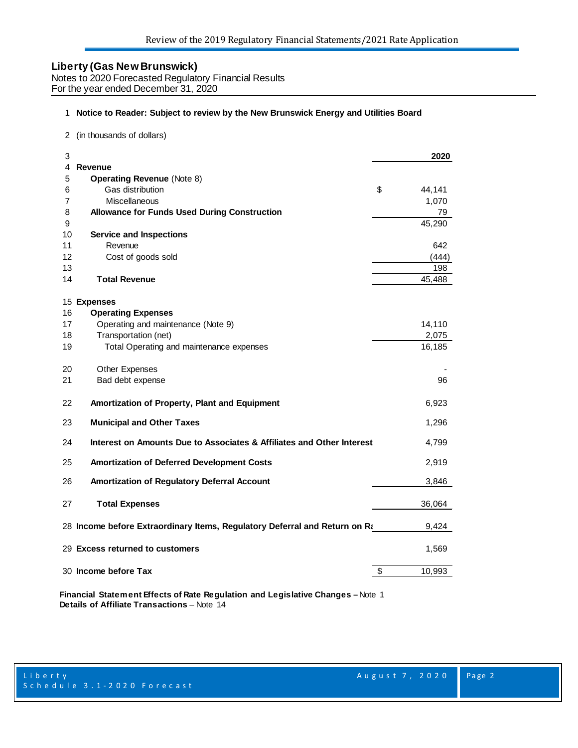## Liberty (Gas New Brunswick)

Notes to 2020 Forecasted Regulatory Financial Results
For the year ended December 31, 2020

| Line | Description | | 2020 |
|---|---|---|---|
| 1 | **Notice to Reader: Subject to review by the New Brunswick Energy and Utilities Board** | | |
| 2 | (in thousands of dollars) | | |
| 3 | | | **2020** |
| 4 | **Revenue** | | |
| 5 | **Operating Revenue** (Note 8) | | |
| 6 | Gas distribution | $ | 44,141 |
| 7 | Miscellaneous | | 1,070 |
| 8 | **Allowance for Funds Used During Construction** | | 79 |
| 9 | | | 45,290 |
| 10 | **Service and Inspections** | | |
| 11 | Revenue | | 642 |
| 12 | Cost of goods sold | | (444) |
| 13 | | | 198 |
| 14 | **Total Revenue** | | 45,488 |
| 15 | **Expenses** | | |
| 16 | **Operating Expenses** | | |
| 17 | Operating and maintenance (Note 9) | | 14,110 |
| 18 | Transportation (net) | | 2,075 |
| 19 | Total Operating and maintenance expenses | | 16,185 |
| 20 | Other Expenses | | - |
| 21 | Bad debt expense | | 96 |
| 22 | **Amortization of Property, Plant and Equipment** | | 6,923 |
| 23 | **Municipal and Other Taxes** | | 1,296 |
| 24 | **Interest on Amounts Due to Associates & Affiliates and Other Interest** | | 4,799 |
| 25 | **Amortization of Deferred Development Costs** | | 2,919 |
| 26 | **Amortization of Regulatory Deferral Account** | | 3,846 |
| 27 | **Total Expenses** | | 36,064 |
| 28 | **Income before Extraordinary Items, Regulatory Deferral and Return on Ra** | | 9,424 |
| 29 | **Excess returned to customers** | | 1,569 |
| 30 | **Income before Tax** | $ | 10,993 |

**Financial Statement Effects of Rate Regulation and Legislative Changes –** Note 1
**Details of Affiliate Transactions** – Note 14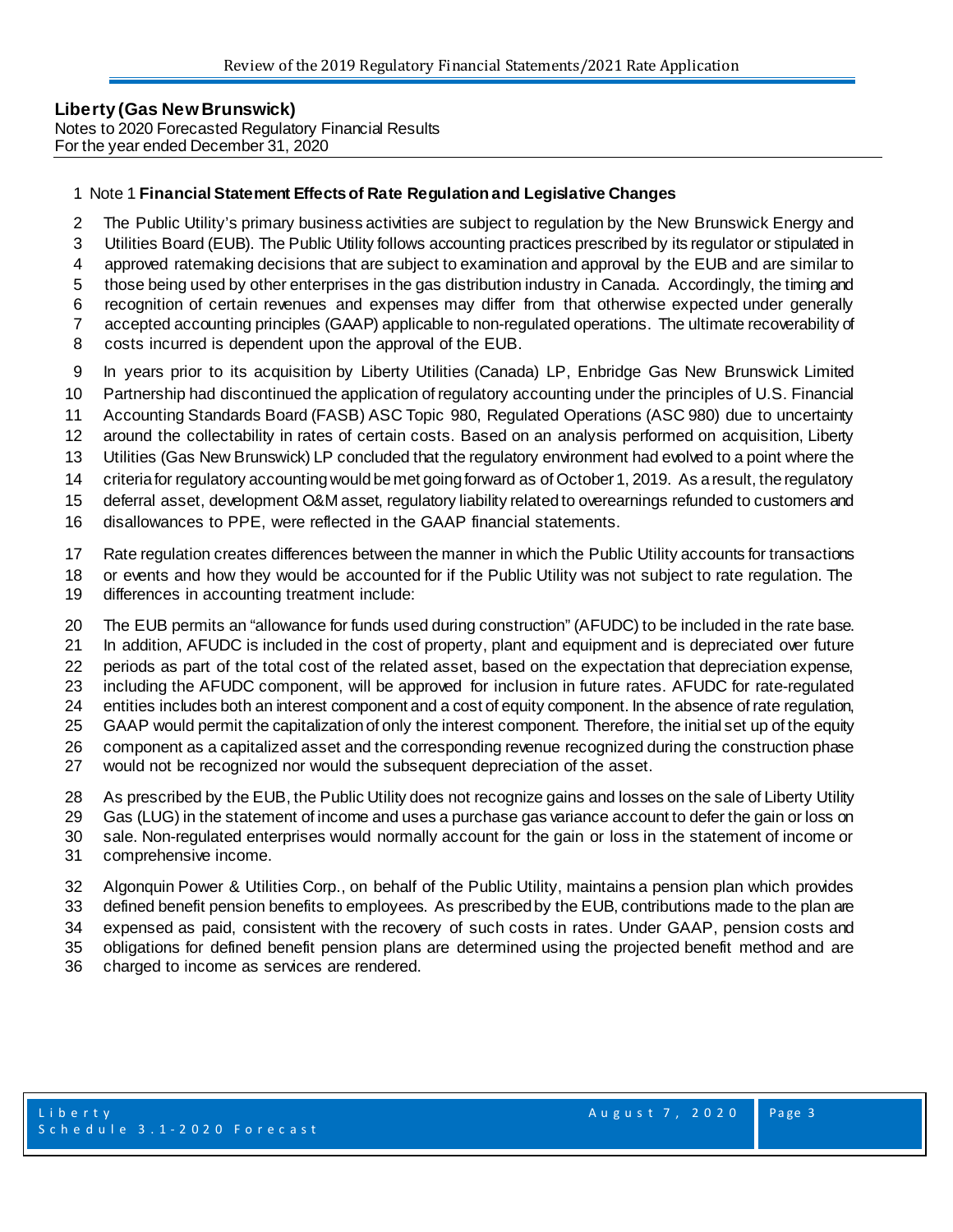**Liberty (Gas New Brunswick)**
Notes to 2020 Forecasted Regulatory Financial Results
For the year ended December 31, 2020

Note 1 **Financial Statement Effects of Rate Regulation and Legislative Changes**

The Public Utility's primary business activities are subject to regulation by the New Brunswick Energy and Utilities Board (EUB). The Public Utility follows accounting practices prescribed by its regulator or stipulated in approved ratemaking decisions that are subject to examination and approval by the EUB and are similar to those being used by other enterprises in the gas distribution industry in Canada. Accordingly, the timing and recognition of certain revenues and expenses may differ from that otherwise expected under generally accepted accounting principles (GAAP) applicable to non-regulated operations. The ultimate recoverability of costs incurred is dependent upon the approval of the EUB.

In years prior to its acquisition by Liberty Utilities (Canada) LP, Enbridge Gas New Brunswick Limited Partnership had discontinued the application of regulatory accounting under the principles of U.S. Financial Accounting Standards Board (FASB) ASC Topic 980, Regulated Operations (ASC 980) due to uncertainty around the collectability in rates of certain costs. Based on an analysis performed on acquisition, Liberty Utilities (Gas New Brunswick) LP concluded that the regulatory environment had evolved to a point where the criteria for regulatory accounting would be met going forward as of October 1, 2019. As a result, the regulatory deferral asset, development O&M asset, regulatory liability related to overearnings refunded to customers and disallowances to PPE, were reflected in the GAAP financial statements.

Rate regulation creates differences between the manner in which the Public Utility accounts for transactions or events and how they would be accounted for if the Public Utility was not subject to rate regulation. The differences in accounting treatment include:

The EUB permits an "allowance for funds used during construction" (AFUDC) to be included in the rate base. In addition, AFUDC is included in the cost of property, plant and equipment and is depreciated over future periods as part of the total cost of the related asset, based on the expectation that depreciation expense, including the AFUDC component, will be approved for inclusion in future rates. AFUDC for rate-regulated entities includes both an interest component and a cost of equity component. In the absence of rate regulation, GAAP would permit the capitalization of only the interest component. Therefore, the initial set up of the equity component as a capitalized asset and the corresponding revenue recognized during the construction phase would not be recognized nor would the subsequent depreciation of the asset.

As prescribed by the EUB, the Public Utility does not recognize gains and losses on the sale of Liberty Utility Gas (LUG) in the statement of income and uses a purchase gas variance account to defer the gain or loss on sale. Non-regulated enterprises would normally account for the gain or loss in the statement of income or comprehensive income.

Algonquin Power & Utilities Corp., on behalf of the Public Utility, maintains a pension plan which provides defined benefit pension benefits to employees. As prescribed by the EUB, contributions made to the plan are expensed as paid, consistent with the recovery of such costs in rates. Under GAAP, pension costs and obligations for defined benefit pension plans are determined using the projected benefit method and are charged to income as services are rendered.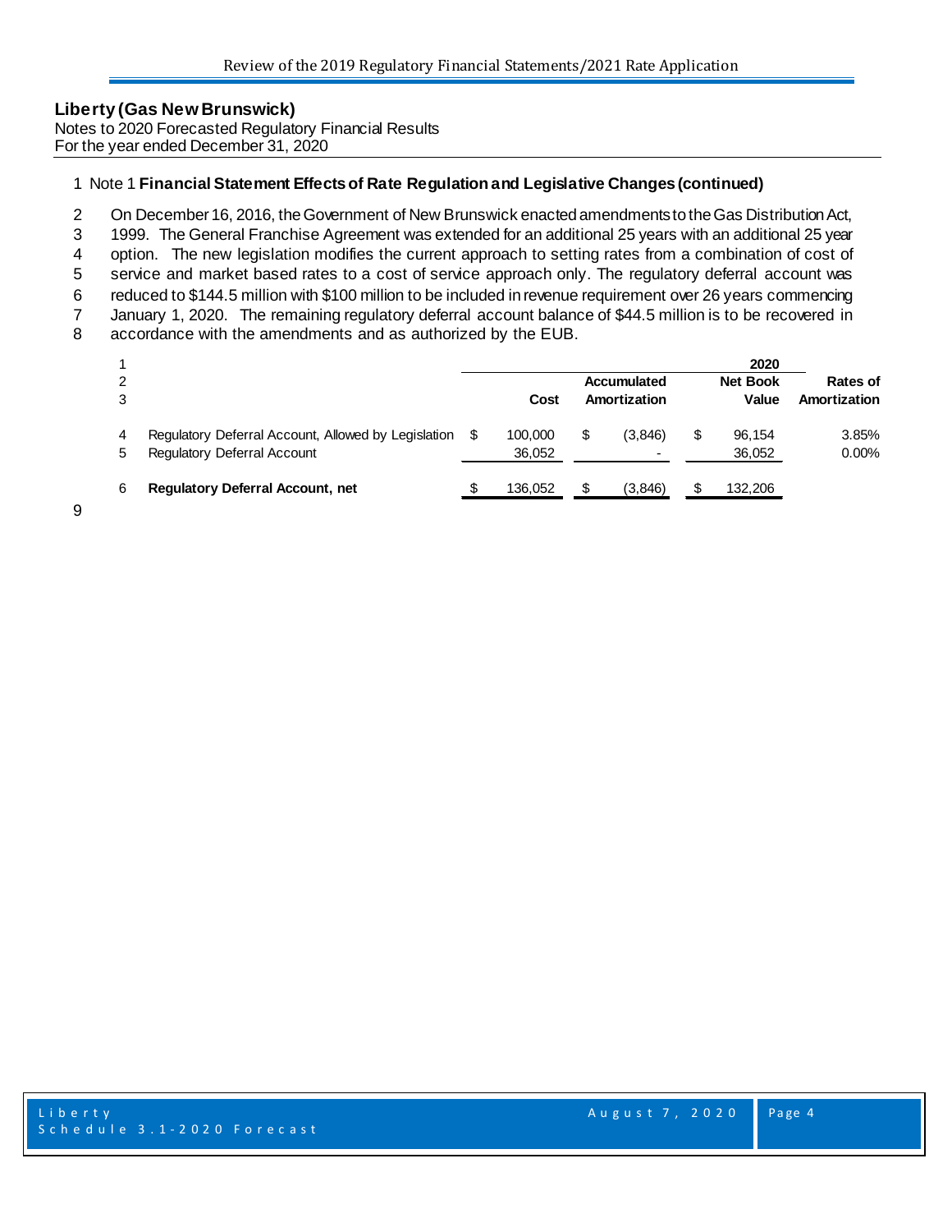**Liberty (Gas New Brunswick)**
Notes to 2020 Forecasted Regulatory Financial Results
For the year ended December 31, 2020

1 Note 1 **Financial Statement Effects of Rate Regulation and Legislative Changes (continued)**

2 On December 16, 2016, the Government of New Brunswick enacted amendments to the Gas Distribution Act,
3 1999. The General Franchise Agreement was extended for an additional 25 years with an additional 25 year
4 option. The new legislation modifies the current approach to setting rates from a combination of cost of
5 service and market based rates to a cost of service approach only. The regulatory deferral account was
6 reduced to $144.5 million with $100 million to be included in revenue requirement over 26 years commencing
7 January 1, 2020. The remaining regulatory deferral account balance of $44.5 million is to be recovered in
8 accordance with the amendments and as authorized by the EUB.

| | | | 2020 | | |
|---|---|---|---|---|---|
| 1 | | | | | |
| 2 | | | Accumulated | Net Book | Rates of |
| 3 | | Cost | Amortization | Value | Amortization |
| 4 | Regulatory Deferral Account, Allowed by Legislation | $ 100,000 | $ (3,846) | $ 96,154 | 3.85% |
| 5 | Regulatory Deferral Account | 36,052 | - | 36,052 | 0.00% |
| 6 | **Regulatory Deferral Account, net** | $ 136,052 | $ (3,846) | $ 132,206 | |

9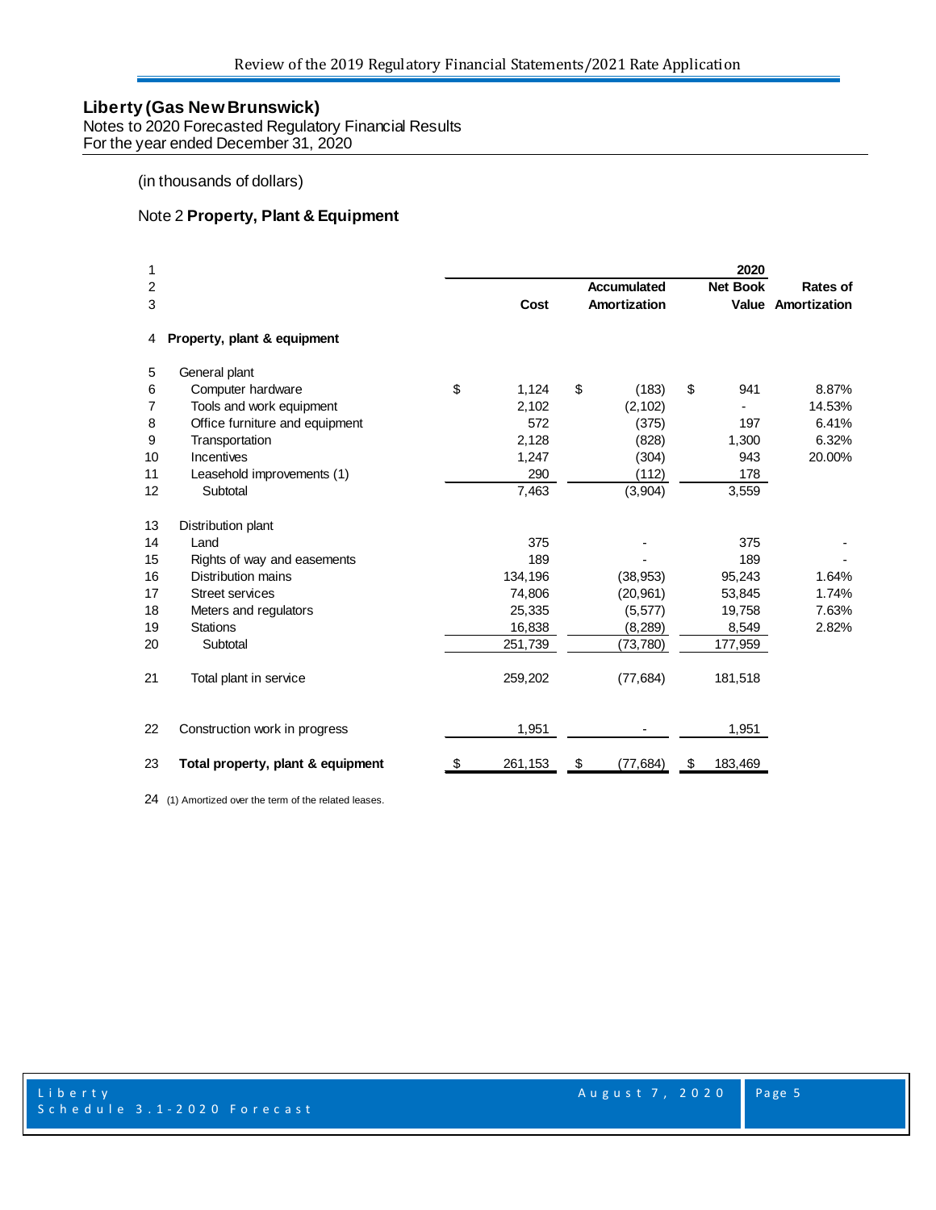## Liberty (Gas New Brunswick)

Notes to 2020 Forecasted Regulatory Financial Results
For the year ended December 31, 2020

(in thousands of dollars)

### Note 2 **Property, Plant & Equipment**

| | | 2020 | | | |
|---|---|---|---|---|---|
| | | | Accumulated | Net Book | Rates of |
| | | Cost | Amortization | Value | Amortization |
| 4 | **Property, plant & equipment** | | | | |
| 5 | General plant | | | | |
| 6 | Computer hardware | $ 1,124 | $ (183) | $ 941 | 8.87% |
| 7 | Tools and work equipment | 2,102 | (2,102) | - | 14.53% |
| 8 | Office furniture and equipment | 572 | (375) | 197 | 6.41% |
| 9 | Transportation | 2,128 | (828) | 1,300 | 6.32% |
| 10 | Incentives | 1,247 | (304) | 943 | 20.00% |
| 11 | Leasehold improvements (1) | 290 | (112) | 178 | |
| 12 | Subtotal | 7,463 | (3,904) | 3,559 | |
| 13 | Distribution plant | | | | |
| 14 | Land | 375 | - | 375 | - |
| 15 | Rights of way and easements | 189 | - | 189 | - |
| 16 | Distribution mains | 134,196 | (38,953) | 95,243 | 1.64% |
| 17 | Street services | 74,806 | (20,961) | 53,845 | 1.74% |
| 18 | Meters and regulators | 25,335 | (5,577) | 19,758 | 7.63% |
| 19 | Stations | 16,838 | (8,289) | 8,549 | 2.82% |
| 20 | Subtotal | 251,739 | (73,780) | 177,959 | |
| 21 | Total plant in service | 259,202 | (77,684) | 181,518 | |
| 22 | Construction work in progress | 1,951 | - | 1,951 | |
| 23 | **Total property, plant & equipment** | $ 261,153 | $ (77,684) | $ 183,469 | |

24 (1) Amortized over the term of the related leases.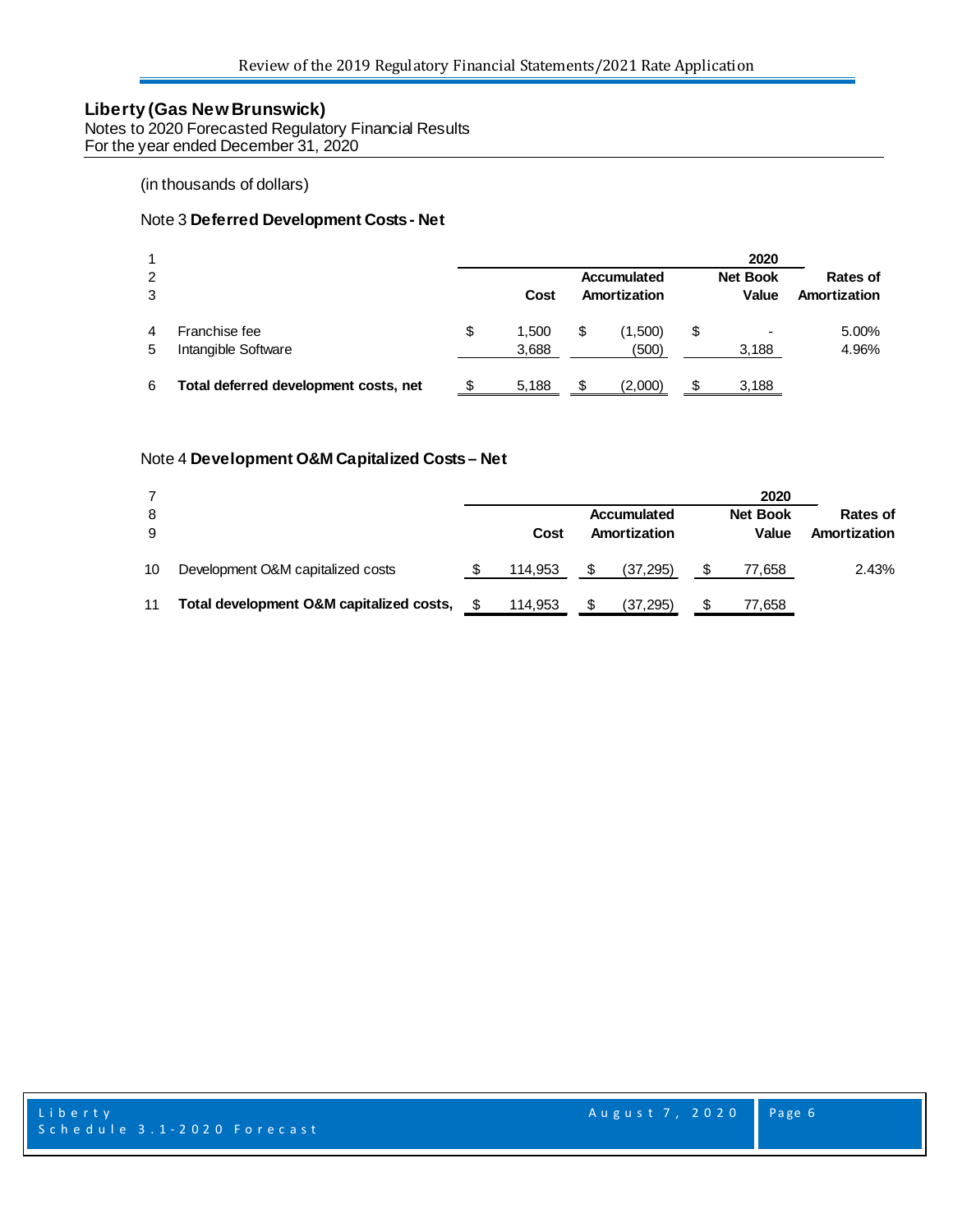**Liberty (Gas New Brunswick)**
Notes to 2020 Forecasted Regulatory Financial Results
For the year ended December 31, 2020

(in thousands of dollars)

Note 3 **Deferred Development Costs - Net**

| | | | | 2020 | |
|---|---|---|---|---|---|
| | | | Accumulated | Net Book | Rates of |
| | | Cost | Amortization | Value | Amortization |
| 4 | Franchise fee | $ 1,500 | $ (1,500) | $ - | 5.00% |
| 5 | Intangible Software | 3,688 | (500) | 3,188 | 4.96% |
| 6 | **Total deferred development costs, net** | $ 5,188 | $ (2,000) | $ 3,188 | |

Note 4 **Development O&M Capitalized Costs – Net**

| | | | | 2020 | |
|---|---|---|---|---|---|
| | | | Accumulated | Net Book | Rates of |
| | | Cost | Amortization | Value | Amortization |
| 10 | Development O&M capitalized costs | $ 114,953 | $ (37,295) | $ 77,658 | 2.43% |
| 11 | **Total development O&M capitalized costs,** | $ 114,953 | $ (37,295) | $ 77,658 | |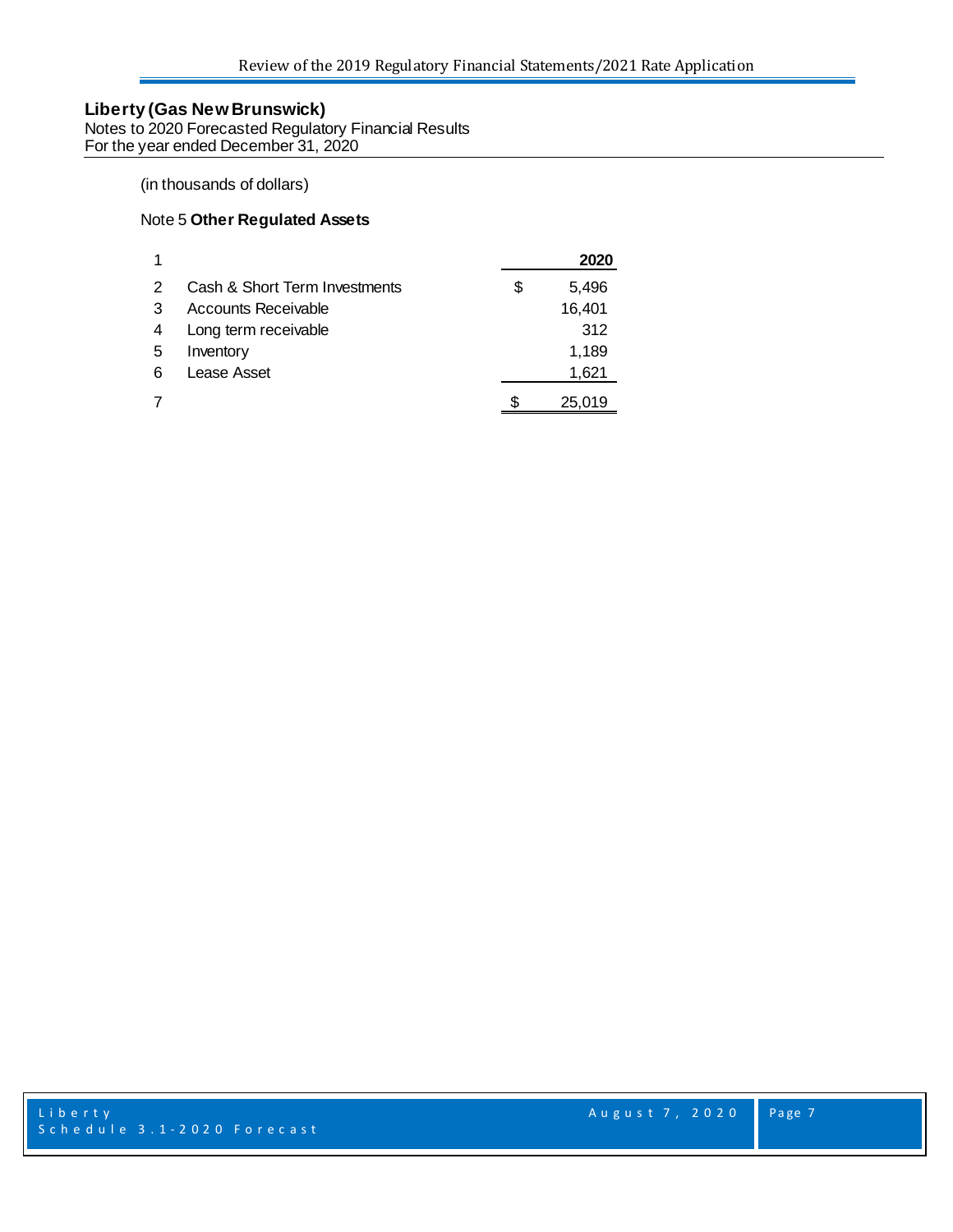**Liberty (Gas New Brunswick)**
Notes to 2020 Forecasted Regulatory Financial Results
For the year ended December 31, 2020

(in thousands of dollars)

Note 5 **Other Regulated Assets**

| | | 2020 |
|---|---|---|
| 1 | | **2020** |
| 2 | Cash & Short Term Investments | $ 5,496 |
| 3 | Accounts Receivable | 16,401 |
| 4 | Long term receivable | 312 |
| 5 | Inventory | 1,189 |
| 6 | Lease Asset | 1,621 |
| 7 | | $ 25,019 |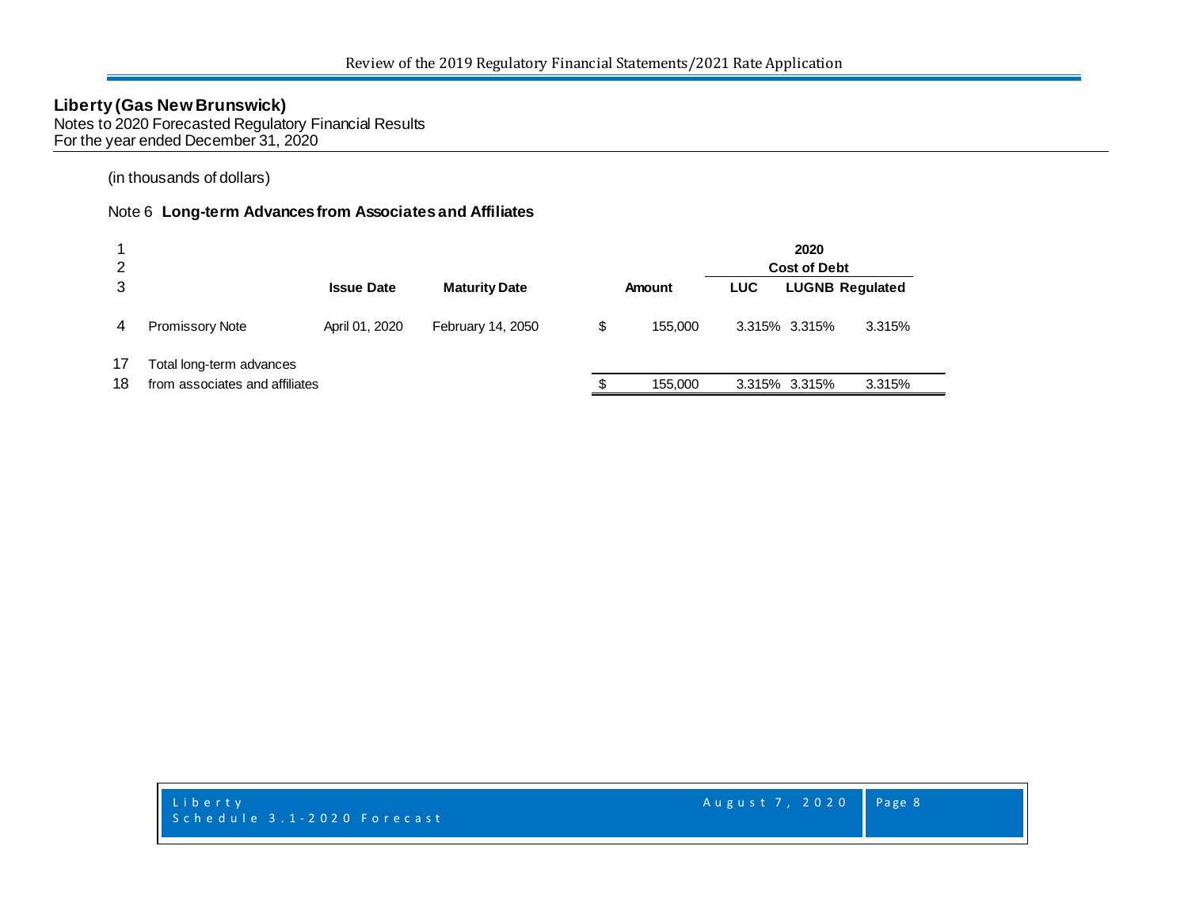**Liberty (Gas New Brunswick)**
Notes to 2020 Forecasted Regulatory Financial Results
For the year ended December 31, 2020

(in thousands of dollars)

Note 6 **Long-term Advances from Associates and Affiliates**

| Line | | Issue Date | Maturity Date | Amount | 2020 Cost of Debt LUC | 2020 Cost of Debt LUGNB | 2020 Cost of Debt Regulated |
|---|---|---|---|---|---|---|---|
| 4 | Promissory Note | April 01, 2020 | February 14, 2050 | $ 155,000 | 3.315% | 3.315% | 3.315% |
| 17 | Total long-term advances | | | | | | |
| 18 | from associates and affiliates | | | $ 155,000 | 3.315% | 3.315% | 3.315% |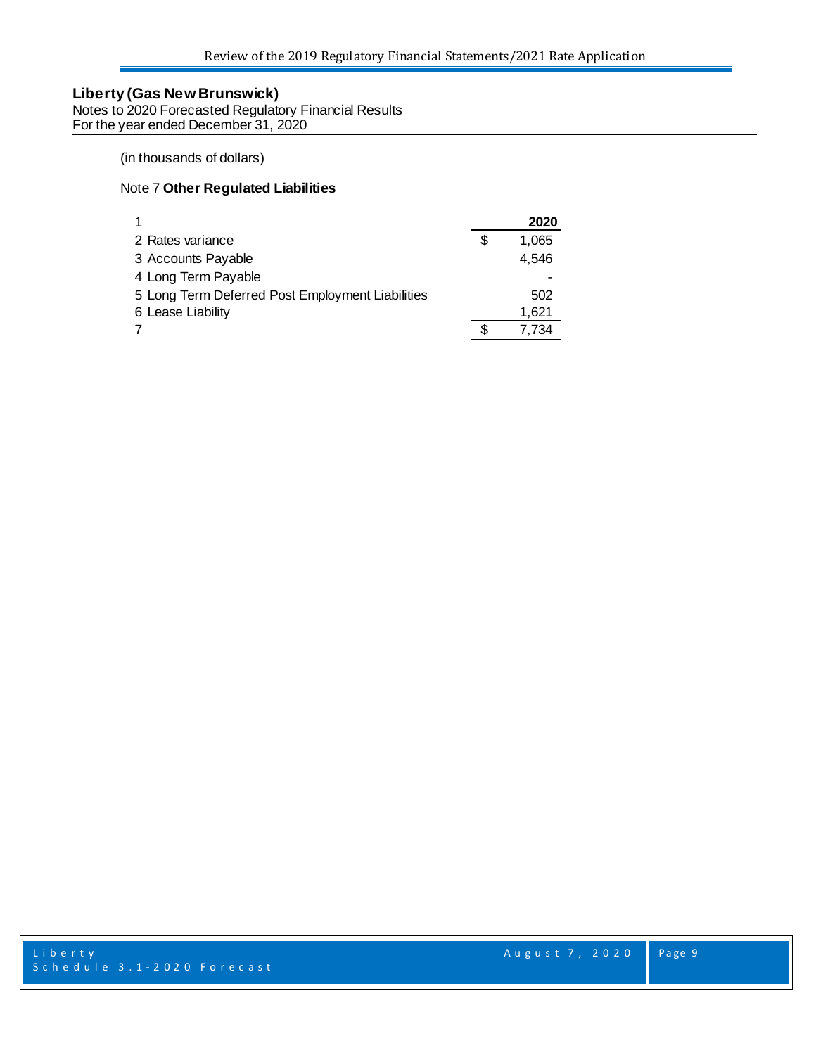**Liberty (Gas New Brunswick)**
Notes to 2020 Forecasted Regulatory Financial Results
For the year ended December 31, 2020

(in thousands of dollars)

Note 7 **Other Regulated Liabilities**

| | | 2020 |
|---|---|---|
| 1 | | |
| 2 | Rates variance | $ 1,065 |
| 3 | Accounts Payable | 4,546 |
| 4 | Long Term Payable | - |
| 5 | Long Term Deferred Post Employment Liabilities | 502 |
| 6 | Lease Liability | 1,621 |
| 7 | | $ 7,734 |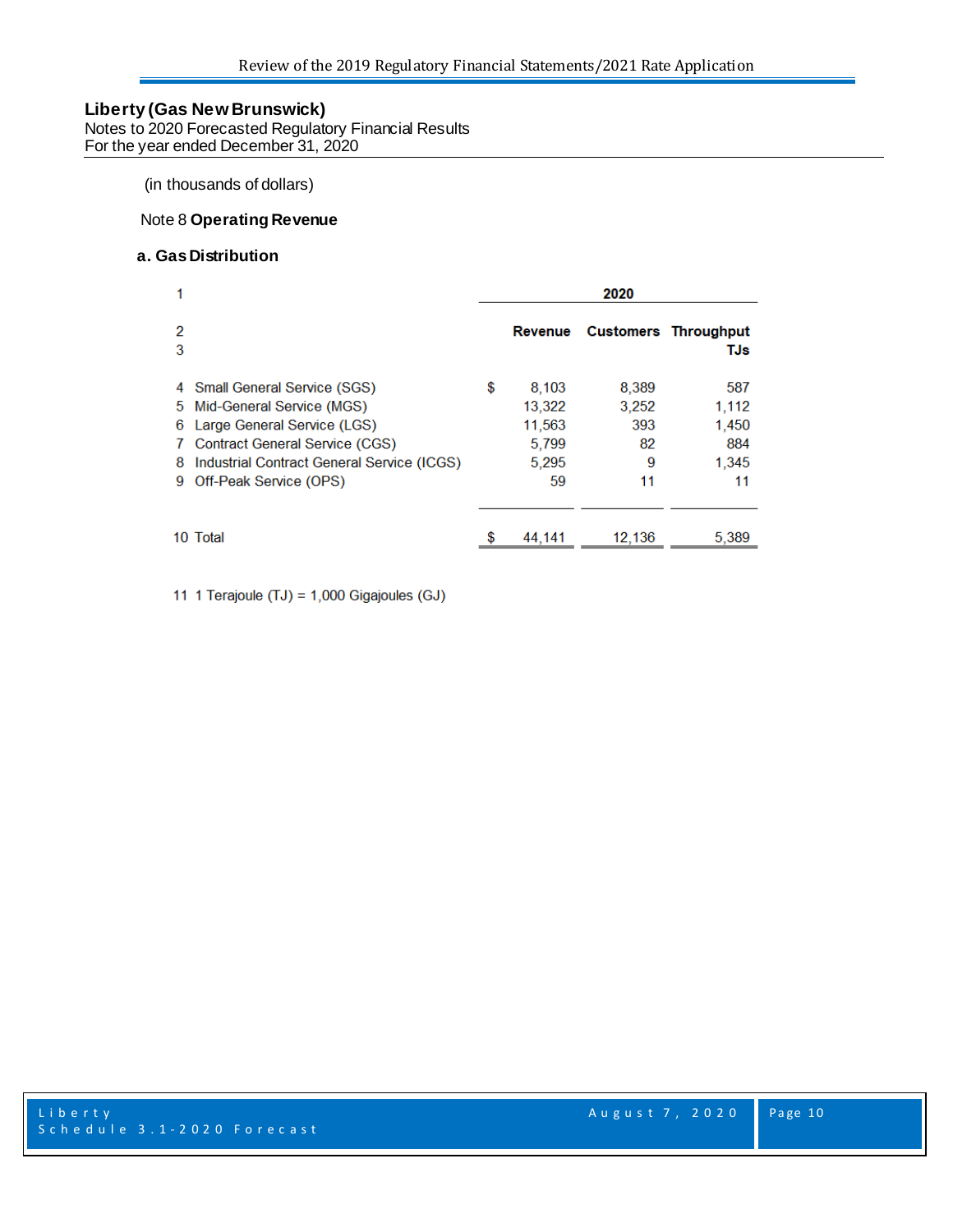**Liberty (Gas New Brunswick)**
Notes to 2020 Forecasted Regulatory Financial Results
For the year ended December 31, 2020

(in thousands of dollars)

Note 8 **Operating Revenue**

### a. Gas Distribution

| 1 | | 2020 | | |
|---|---|---|---|---|
| 2 | | Revenue | Customers | Throughput |
| 3 | | | | TJs |
| 4 | Small General Service (SGS) | $ 8,103 | 8,389 | 587 |
| 5 | Mid-General Service (MGS) | 13,322 | 3,252 | 1,112 |
| 6 | Large General Service (LGS) | 11,563 | 393 | 1,450 |
| 7 | Contract General Service (CGS) | 5,799 | 82 | 884 |
| 8 | Industrial Contract General Service (ICGS) | 5,295 | 9 | 1,345 |
| 9 | Off-Peak Service (OPS) | 59 | 11 | 11 |
| 10 | Total | $ 44,141 | 12,136 | 5,389 |

11 1 Terajoule (TJ) = 1,000 Gigajoules (GJ)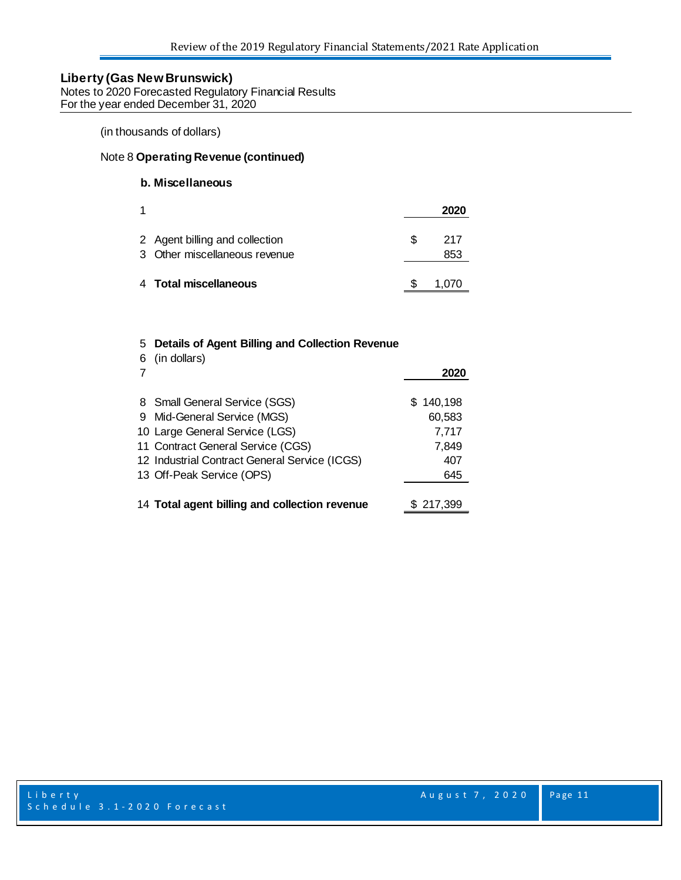**Liberty (Gas New Brunswick)**
Notes to 2020 Forecasted Regulatory Financial Results
For the year ended December 31, 2020

(in thousands of dollars)

Note 8 **Operating Revenue (continued)**

**b. Miscellaneous**

| 1 | | **2020** |
|---|---|---|
| 2 | Agent billing and collection | $ 217 |
| 3 | Other miscellaneous revenue | 853 |
| 4 | **Total miscellaneous** | $ 1,070 |

| 5 | **Details of Agent Billing and Collection Revenue** | |
|---|---|---|
| 6 | (in dollars) | |
| 7 | | **2020** |
| 8 | Small General Service (SGS) | $ 140,198 |
| 9 | Mid-General Service (MGS) | 60,583 |
| 10 | Large General Service (LGS) | 7,717 |
| 11 | Contract General Service (CGS) | 7,849 |
| 12 | Industrial Contract General Service (ICGS) | 407 |
| 13 | Off-Peak Service (OPS) | 645 |
| 14 | **Total agent billing and collection revenue** | $ 217,399 |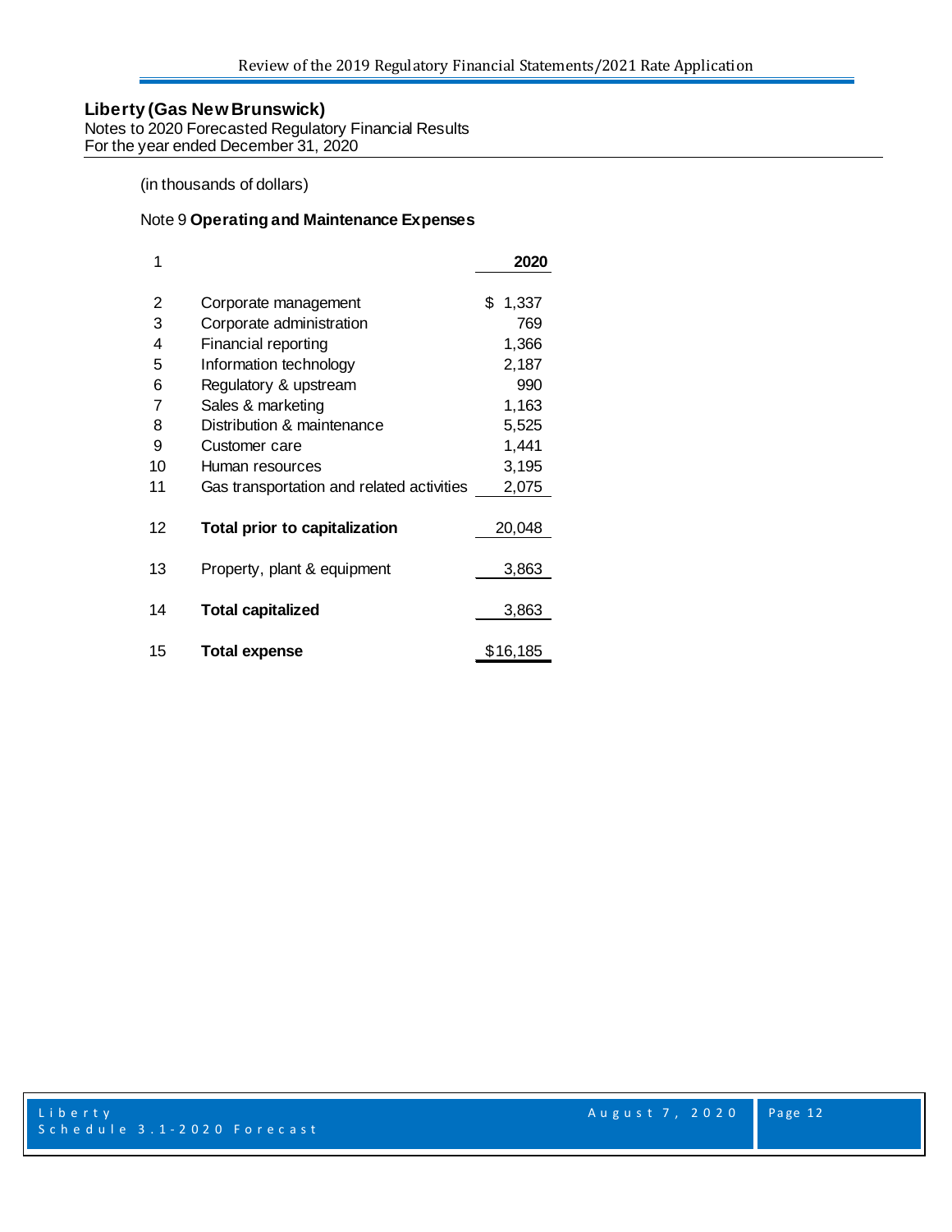## Liberty (Gas New Brunswick)

Notes to 2020 Forecasted Regulatory Financial Results
For the year ended December 31, 2020

(in thousands of dollars)

Note 9 **Operating and Maintenance Expenses**

| 1 | | **2020** |
|---|---|---|
| 2 | Corporate management | $ 1,337 |
| 3 | Corporate administration | 769 |
| 4 | Financial reporting | 1,366 |
| 5 | Information technology | 2,187 |
| 6 | Regulatory & upstream | 990 |
| 7 | Sales & marketing | 1,163 |
| 8 | Distribution & maintenance | 5,525 |
| 9 | Customer care | 1,441 |
| 10 | Human resources | 3,195 |
| 11 | Gas transportation and related activities | 2,075 |
| 12 | **Total prior to capitalization** | 20,048 |
| 13 | Property, plant & equipment | 3,863 |
| 14 | **Total capitalized** | 3,863 |
| 15 | **Total expense** | $16,185 |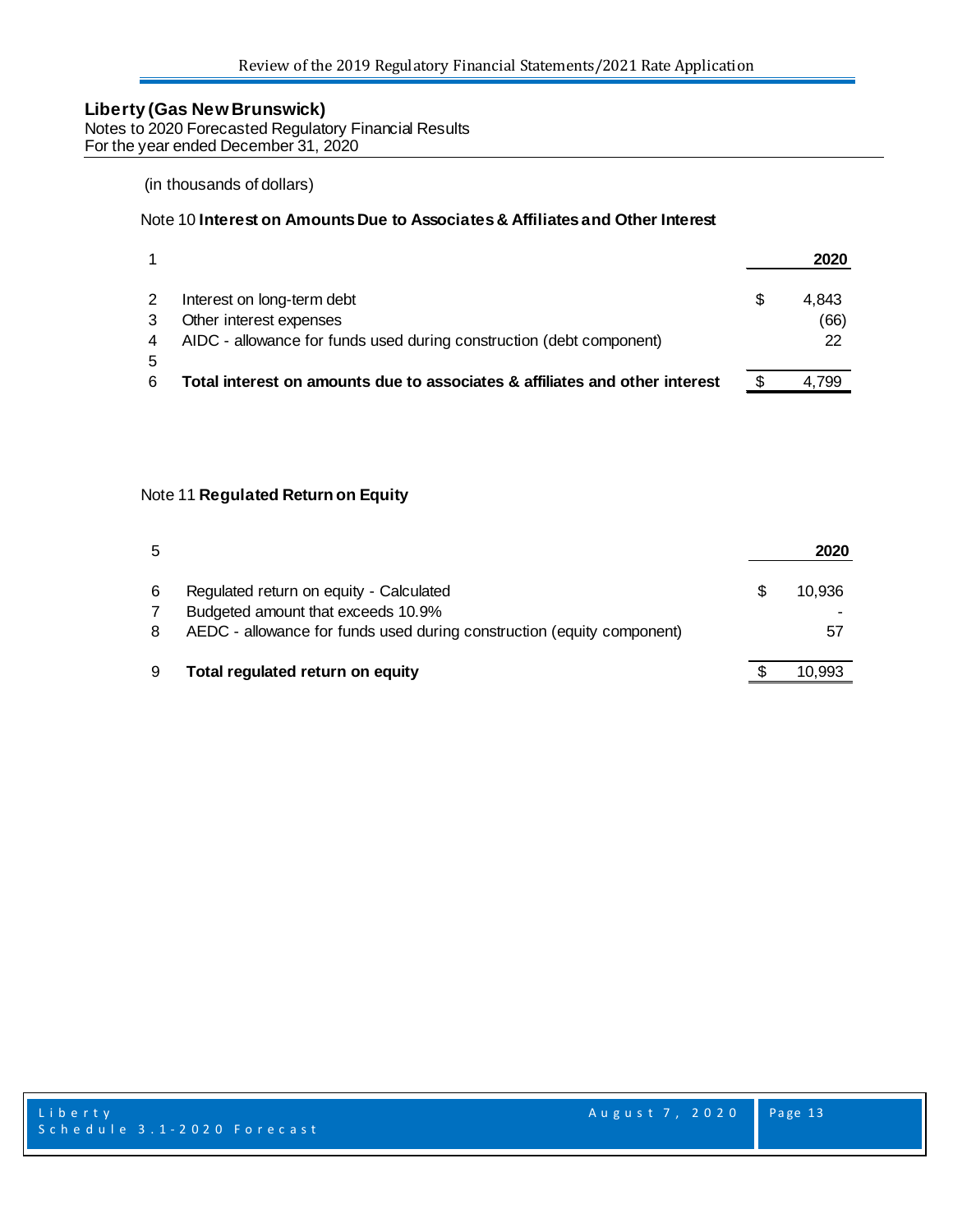**Liberty (Gas New Brunswick)**
Notes to 2020 Forecasted Regulatory Financial Results
For the year ended December 31, 2020

(in thousands of dollars)

Note 10 **Interest on Amounts Due to Associates & Affiliates and Other Interest**

| 1 | | | 2020 |
|---|---|---|---|
| 2 | Interest on long-term debt | $ | 4,843 |
| 3 | Other interest expenses | | (66) |
| 4 | AIDC - allowance for funds used during construction (debt component) | | 22 |
| 5 | | | |
| 6 | **Total interest on amounts due to associates & affiliates and other interest** | $ | 4,799 |

Note 11 **Regulated Return on Equity**

| 5 | | | 2020 |
|---|---|---|---|
| 6 | Regulated return on equity - Calculated | $ | 10,936 |
| 7 | Budgeted amount that exceeds 10.9% | | - |
| 8 | AEDC - allowance for funds used during construction (equity component) | | 57 |
| 9 | **Total regulated return on equity** | $ | 10,993 |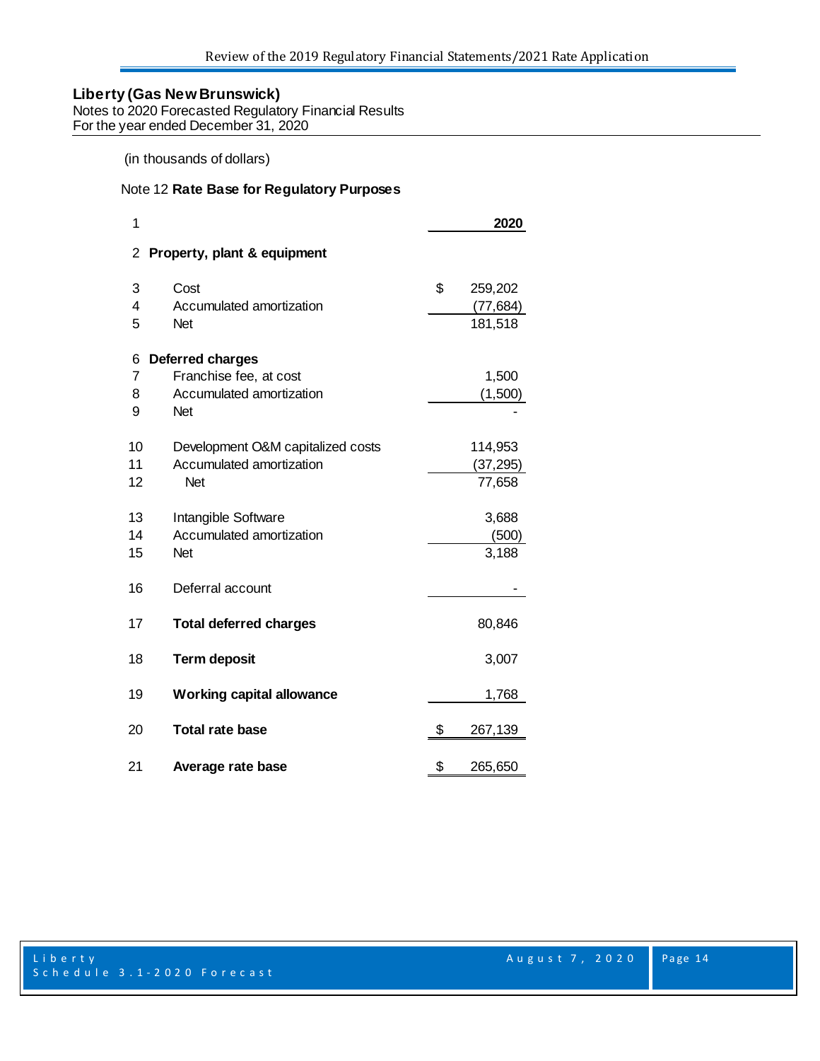**Liberty (Gas New Brunswick)**
Notes to 2020 Forecasted Regulatory Financial Results
For the year ended December 31, 2020

(in thousands of dollars)

Note 12 **Rate Base for Regulatory Purposes**

| 1 | | 2020 |
|---|---|---|
| 2 | **Property, plant & equipment** | |
| 3 | Cost | $ 259,202 |
| 4 | Accumulated amortization | (77,684) |
| 5 | Net | 181,518 |
| 6 | **Deferred charges** | |
| 7 | Franchise fee, at cost | 1,500 |
| 8 | Accumulated amortization | (1,500) |
| 9 | Net | - |
| 10 | Development O&M capitalized costs | 114,953 |
| 11 | Accumulated amortization | (37,295) |
| 12 | Net | 77,658 |
| 13 | Intangible Software | 3,688 |
| 14 | Accumulated amortization | (500) |
| 15 | Net | 3,188 |
| 16 | Deferral account | - |
| 17 | **Total deferred charges** | 80,846 |
| 18 | **Term deposit** | 3,007 |
| 19 | **Working capital allowance** | 1,768 |
| 20 | **Total rate base** | $ 267,139 |
| 21 | **Average rate base** | $ 265,650 |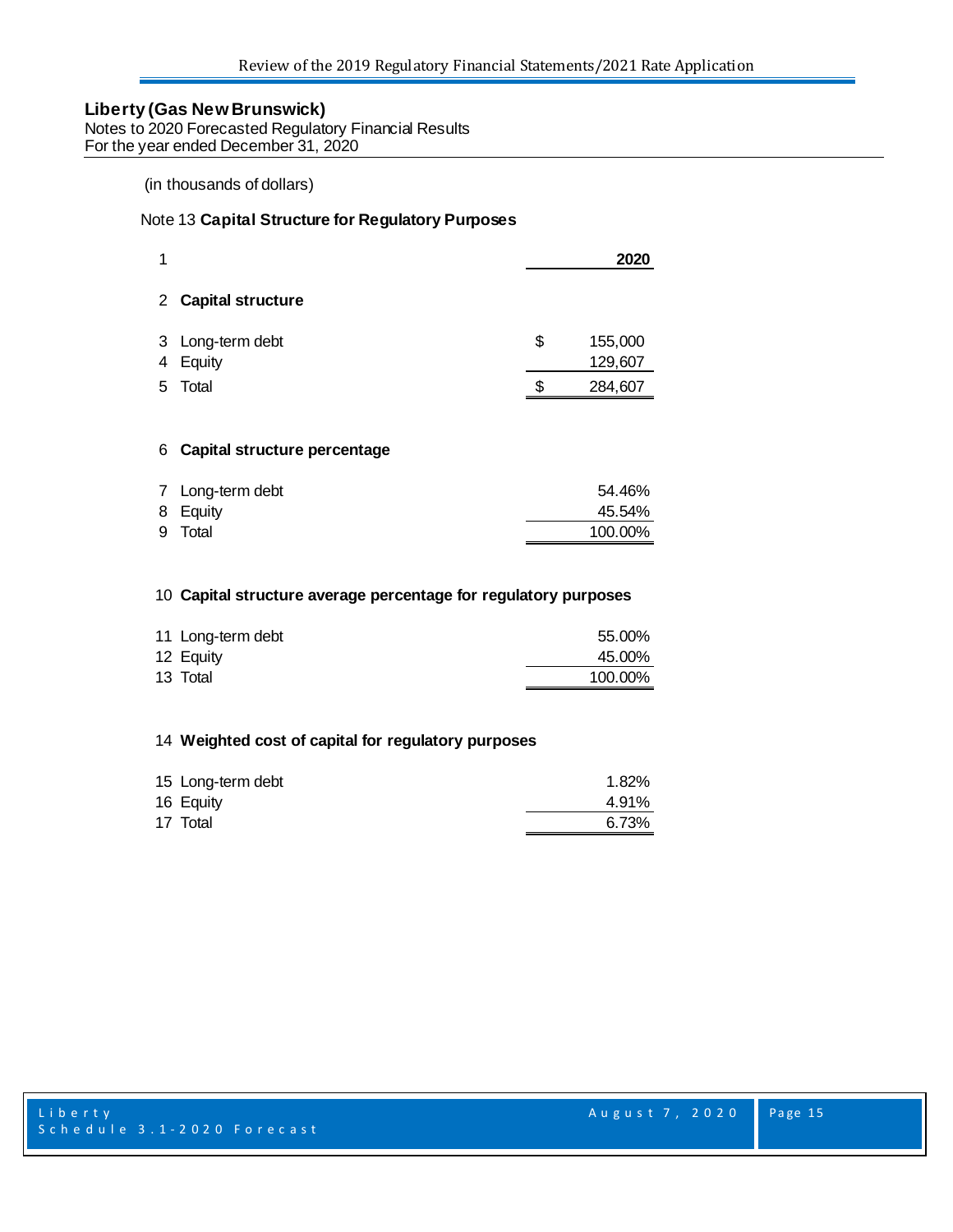**Liberty (Gas New Brunswick)**
Notes to 2020 Forecasted Regulatory Financial Results
For the year ended December 31, 2020

(in thousands of dollars)

Note 13 **Capital Structure for Regulatory Purposes**

| # | | 2020 |
|---|---|---|
| 2 | **Capital structure** | |
| 3 | Long-term debt | $ 155,000 |
| 4 | Equity | 129,607 |
| 5 | Total | $ 284,607 |
| 6 | **Capital structure percentage** | |
| 7 | Long-term debt | 54.46% |
| 8 | Equity | 45.54% |
| 9 | Total | 100.00% |
| 10 | **Capital structure average percentage for regulatory purposes** | |
| 11 | Long-term debt | 55.00% |
| 12 | Equity | 45.00% |
| 13 | Total | 100.00% |
| 14 | **Weighted cost of capital for regulatory purposes** | |
| 15 | Long-term debt | 1.82% |
| 16 | Equity | 4.91% |
| 17 | Total | 6.73% |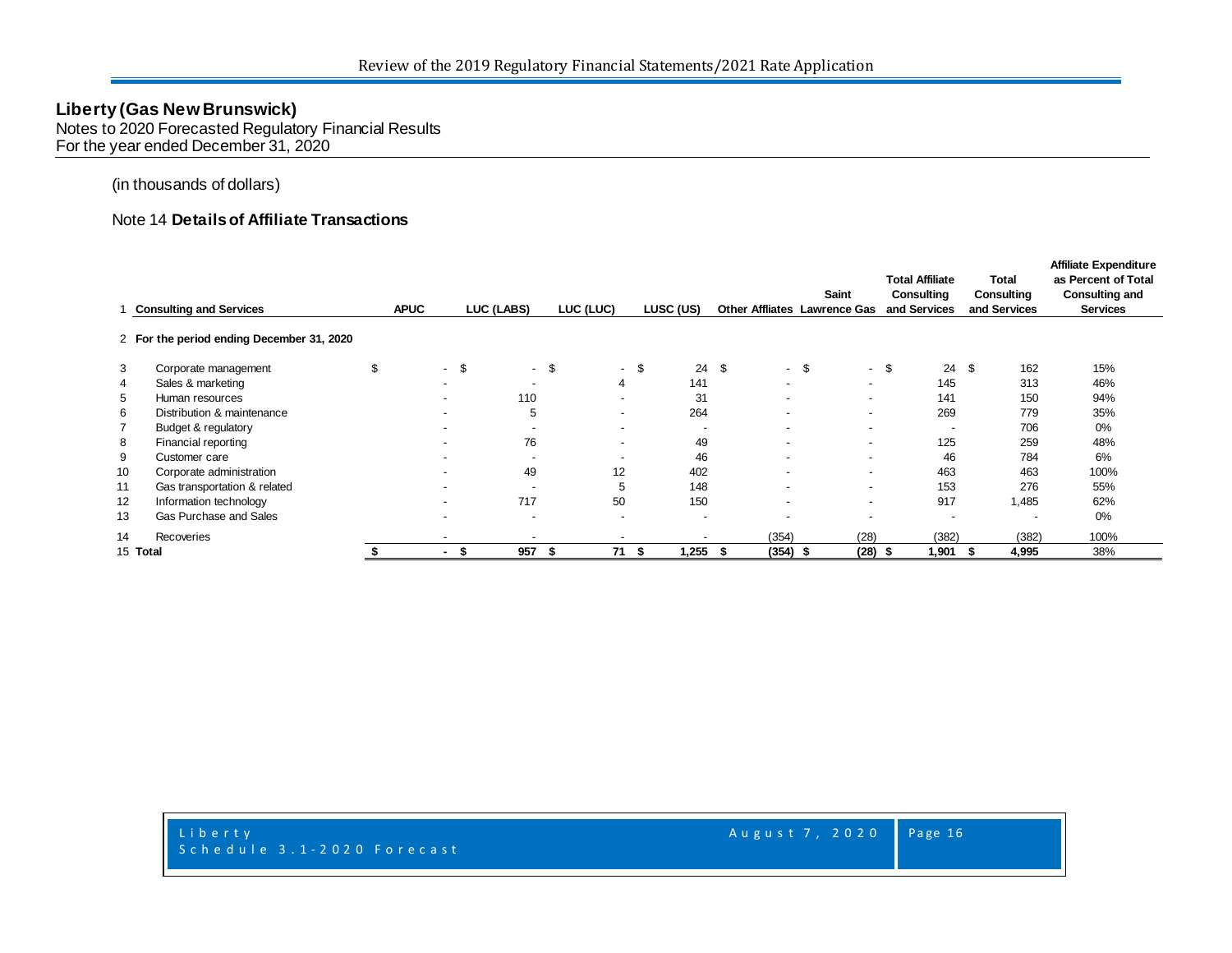**Liberty (Gas New Brunswick)**
Notes to 2020 Forecasted Regulatory Financial Results
For the year ended December 31, 2020

(in thousands of dollars)

Note 14 **Details of Affiliate Transactions**

| | | APUC | LUC (LABS) | LUC (LUC) | LUSC (US) | Other Affliates | Saint Lawrence Gas | Total Affiliate Consulting and Services | Total Consulting and Services | Affiliate Expenditure as Percent of Total Consulting and Services |
|---|---|---|---|---|---|---|---|---|---|---|
| 1 | **Consulting and Services** | | | | | | | | | |
| 2 | **For the period ending December 31, 2020** | | | | | | | | | |
| 3 | Corporate management | $ - | $ - | $ - | $ 24 | $ - | $ - | $ 24 | $ 162 | 15% |
| 4 | Sales & marketing | - | - | 4 | 141 | - | - | 145 | 313 | 46% |
| 5 | Human resources | - | 110 | - | 31 | - | - | 141 | 150 | 94% |
| 6 | Distribution & maintenance | - | 5 | - | 264 | - | - | 269 | 779 | 35% |
| 7 | Budget & regulatory | - | - | - | - | - | - | - | 706 | 0% |
| 8 | Financial reporting | - | 76 | - | 49 | - | - | 125 | 259 | 48% |
| 9 | Customer care | - | - | - | 46 | - | - | 46 | 784 | 6% |
| 10 | Corporate administration | - | 49 | 12 | 402 | - | - | 463 | 463 | 100% |
| 11 | Gas transportation & related | - | - | 5 | 148 | - | - | 153 | 276 | 55% |
| 12 | Information technology | - | 717 | 50 | 150 | - | - | 917 | 1,485 | 62% |
| 13 | Gas Purchase and Sales | - | - | - | - | - | - | - | - | 0% |
| 14 | Recoveries | - | - | - | - | (354) | (28) | (382) | (382) | 100% |
| 15 | **Total** | **$ -** | **$ 957** | **$ 71** | **$ 1,255** | **$ (354)** | **$ (28)** | **$ 1,901** | **$ 4,995** | 38% |